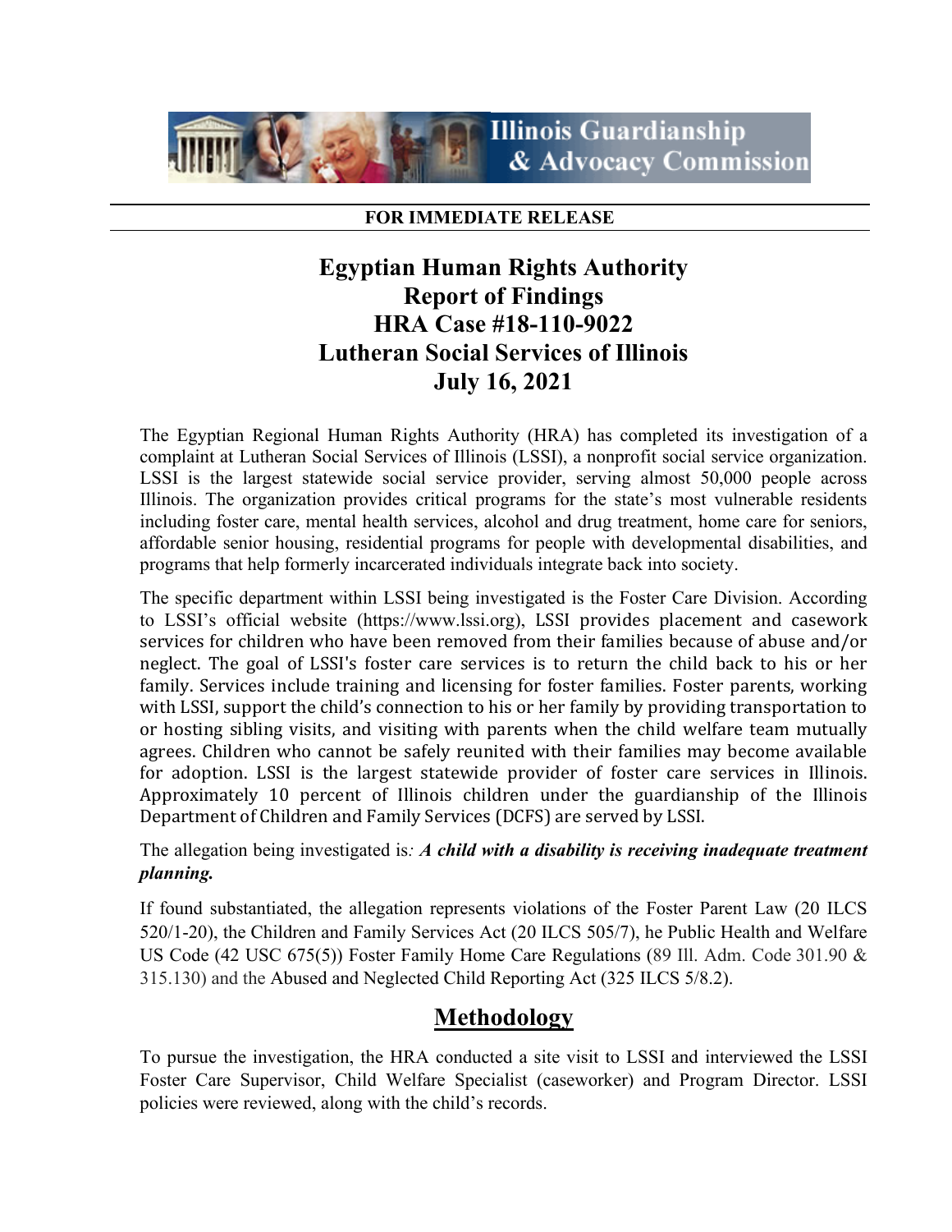Illinois Guardianship & Advocacy Commission

**FOR IMMEDIATE RELEASE**

# Egyptian Human Rights Authority
# Report of Findings
# HRA Case #18-110-9022
# Lutheran Social Services of Illinois
# July 16, 2021

The Egyptian Regional Human Rights Authority (HRA) has completed its investigation of a complaint at Lutheran Social Services of Illinois (LSSI), a nonprofit social service organization. LSSI is the largest statewide social service provider, serving almost 50,000 people across Illinois. The organization provides critical programs for the state's most vulnerable residents including foster care, mental health services, alcohol and drug treatment, home care for seniors, affordable senior housing, residential programs for people with developmental disabilities, and programs that help formerly incarcerated individuals integrate back into society.

The specific department within LSSI being investigated is the Foster Care Division. According to LSSI's official website (https://www.lssi.org), LSSI provides placement and casework services for children who have been removed from their families because of abuse and/or neglect. The goal of LSSI's foster care services is to return the child back to his or her family. Services include training and licensing for foster families. Foster parents, working with LSSI, support the child's connection to his or her family by providing transportation to or hosting sibling visits, and visiting with parents when the child welfare team mutually agrees. Children who cannot be safely reunited with their families may become available for adoption. LSSI is the largest statewide provider of foster care services in Illinois. Approximately 10 percent of Illinois children under the guardianship of the Illinois Department of Children and Family Services (DCFS) are served by LSSI.

The allegation being investigated is*:* ***A child with a disability is receiving inadequate treatment planning.***

If found substantiated, the allegation represents violations of the Foster Parent Law (20 ILCS 520/1-20), the Children and Family Services Act (20 ILCS 505/7), he Public Health and Welfare US Code (42 USC 675(5)) Foster Family Home Care Regulations (89 Ill. Adm. Code 301.90 & 315.130) and the Abused and Neglected Child Reporting Act (325 ILCS 5/8.2).

## Methodology

To pursue the investigation, the HRA conducted a site visit to LSSI and interviewed the LSSI Foster Care Supervisor, Child Welfare Specialist (caseworker) and Program Director. LSSI policies were reviewed, along with the child's records.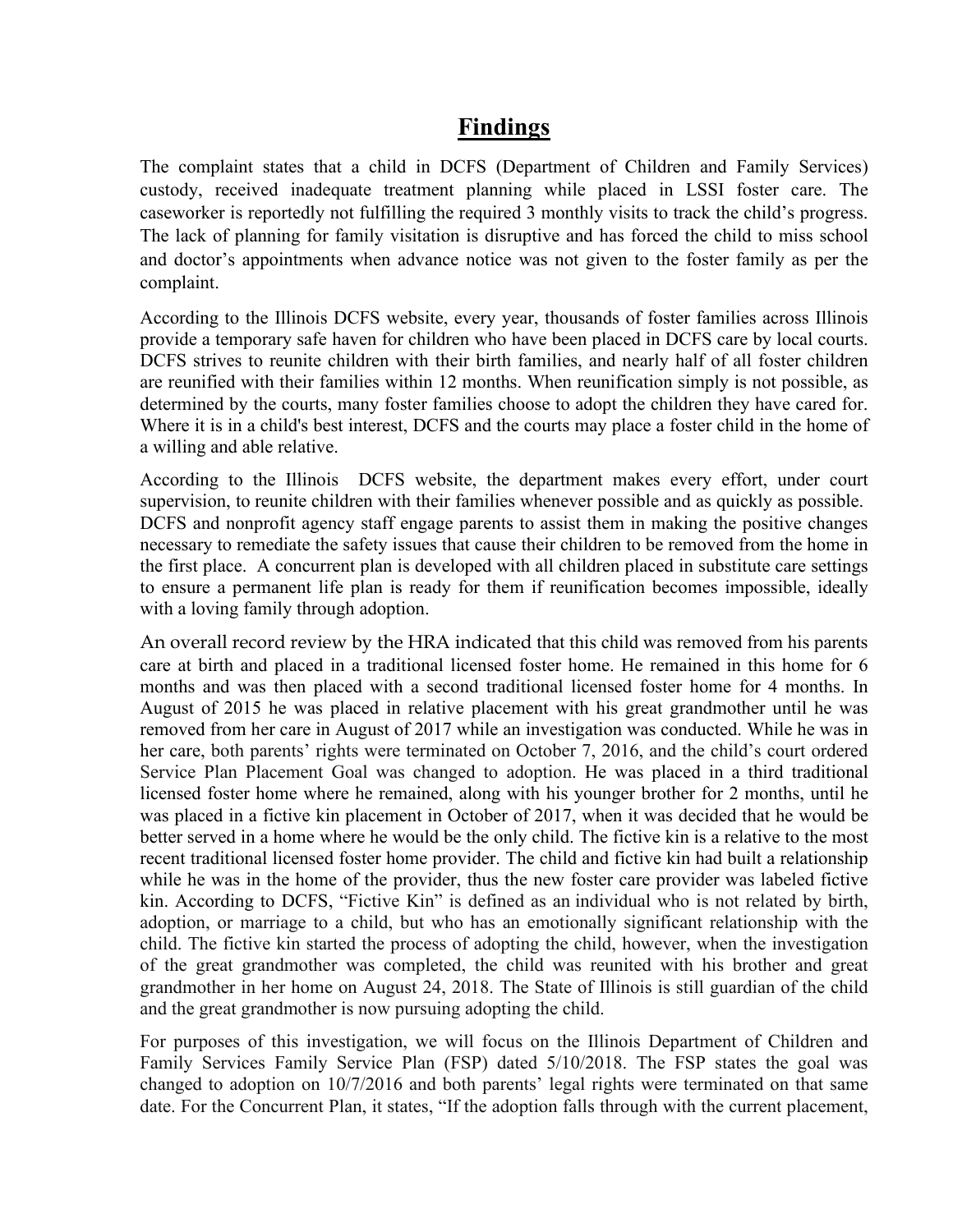# Findings

The complaint states that a child in DCFS (Department of Children and Family Services) custody, received inadequate treatment planning while placed in LSSI foster care. The caseworker is reportedly not fulfilling the required 3 monthly visits to track the child's progress. The lack of planning for family visitation is disruptive and has forced the child to miss school and doctor's appointments when advance notice was not given to the foster family as per the complaint.

According to the Illinois DCFS website, every year, thousands of foster families across Illinois provide a temporary safe haven for children who have been placed in DCFS care by local courts. DCFS strives to reunite children with their birth families, and nearly half of all foster children are reunified with their families within 12 months. When reunification simply is not possible, as determined by the courts, many foster families choose to adopt the children they have cared for. Where it is in a child's best interest, DCFS and the courts may place a foster child in the home of a willing and able relative.

According to the Illinois DCFS website, the department makes every effort, under court supervision, to reunite children with their families whenever possible and as quickly as possible. DCFS and nonprofit agency staff engage parents to assist them in making the positive changes necessary to remediate the safety issues that cause their children to be removed from the home in the first place. A concurrent plan is developed with all children placed in substitute care settings to ensure a permanent life plan is ready for them if reunification becomes impossible, ideally with a loving family through adoption.

An overall record review by the HRA indicated that this child was removed from his parents care at birth and placed in a traditional licensed foster home. He remained in this home for 6 months and was then placed with a second traditional licensed foster home for 4 months. In August of 2015 he was placed in relative placement with his great grandmother until he was removed from her care in August of 2017 while an investigation was conducted. While he was in her care, both parents' rights were terminated on October 7, 2016, and the child's court ordered Service Plan Placement Goal was changed to adoption. He was placed in a third traditional licensed foster home where he remained, along with his younger brother for 2 months, until he was placed in a fictive kin placement in October of 2017, when it was decided that he would be better served in a home where he would be the only child. The fictive kin is a relative to the most recent traditional licensed foster home provider. The child and fictive kin had built a relationship while he was in the home of the provider, thus the new foster care provider was labeled fictive kin. According to DCFS, "Fictive Kin" is defined as an individual who is not related by birth, adoption, or marriage to a child, but who has an emotionally significant relationship with the child. The fictive kin started the process of adopting the child, however, when the investigation of the great grandmother was completed, the child was reunited with his brother and great grandmother in her home on August 24, 2018. The State of Illinois is still guardian of the child and the great grandmother is now pursuing adopting the child.

For purposes of this investigation, we will focus on the Illinois Department of Children and Family Services Family Service Plan (FSP) dated 5/10/2018. The FSP states the goal was changed to adoption on 10/7/2016 and both parents' legal rights were terminated on that same date. For the Concurrent Plan, it states, "If the adoption falls through with the current placement,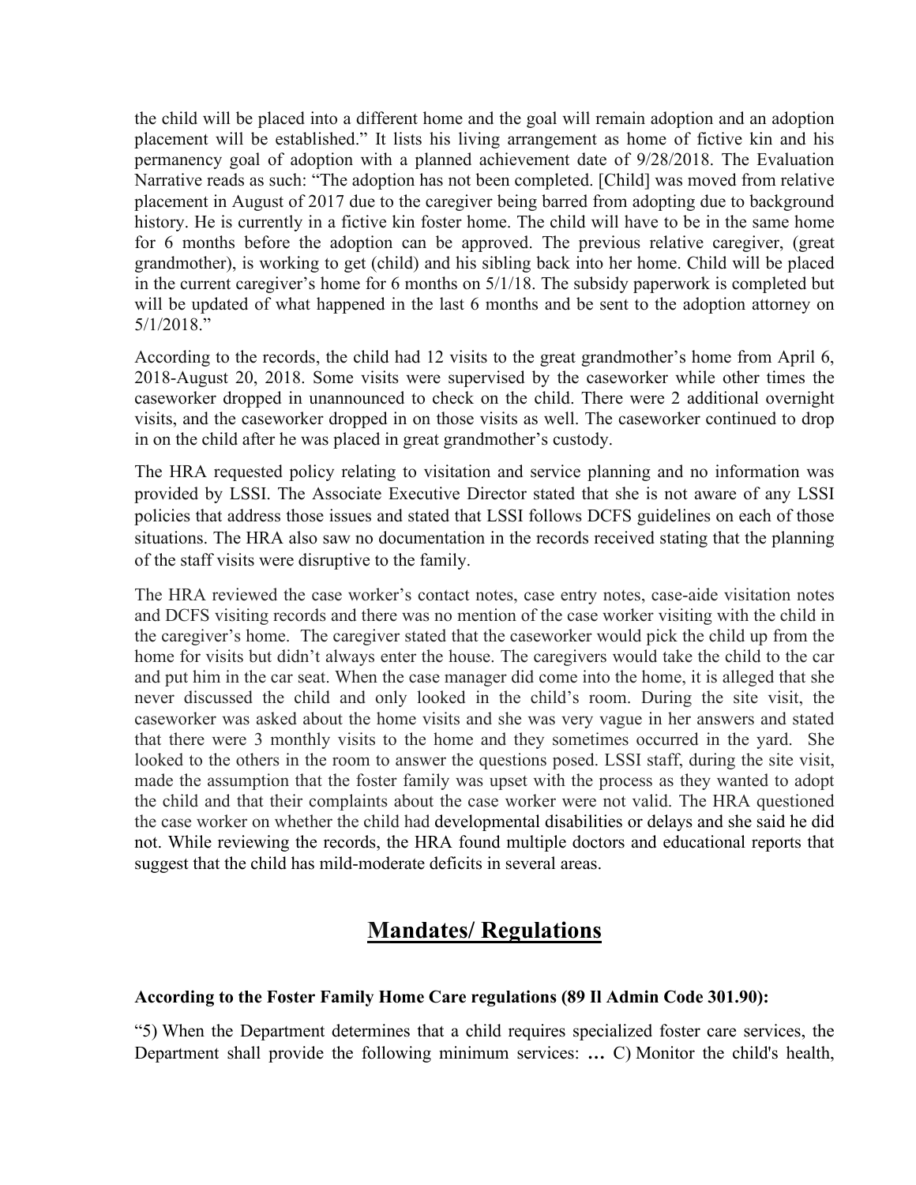the child will be placed into a different home and the goal will remain adoption and an adoption placement will be established." It lists his living arrangement as home of fictive kin and his permanency goal of adoption with a planned achievement date of 9/28/2018. The Evaluation Narrative reads as such: "The adoption has not been completed. [Child] was moved from relative placement in August of 2017 due to the caregiver being barred from adopting due to background history. He is currently in a fictive kin foster home. The child will have to be in the same home for 6 months before the adoption can be approved. The previous relative caregiver, (great grandmother), is working to get (child) and his sibling back into her home. Child will be placed in the current caregiver's home for 6 months on 5/1/18. The subsidy paperwork is completed but will be updated of what happened in the last 6 months and be sent to the adoption attorney on 5/1/2018."

According to the records, the child had 12 visits to the great grandmother's home from April 6, 2018-August 20, 2018. Some visits were supervised by the caseworker while other times the caseworker dropped in unannounced to check on the child. There were 2 additional overnight visits, and the caseworker dropped in on those visits as well. The caseworker continued to drop in on the child after he was placed in great grandmother's custody.

The HRA requested policy relating to visitation and service planning and no information was provided by LSSI. The Associate Executive Director stated that she is not aware of any LSSI policies that address those issues and stated that LSSI follows DCFS guidelines on each of those situations. The HRA also saw no documentation in the records received stating that the planning of the staff visits were disruptive to the family.

The HRA reviewed the case worker's contact notes, case entry notes, case-aide visitation notes and DCFS visiting records and there was no mention of the case worker visiting with the child in the caregiver's home. The caregiver stated that the caseworker would pick the child up from the home for visits but didn't always enter the house. The caregivers would take the child to the car and put him in the car seat. When the case manager did come into the home, it is alleged that she never discussed the child and only looked in the child's room. During the site visit, the caseworker was asked about the home visits and she was very vague in her answers and stated that there were 3 monthly visits to the home and they sometimes occurred in the yard. She looked to the others in the room to answer the questions posed. LSSI staff, during the site visit, made the assumption that the foster family was upset with the process as they wanted to adopt the child and that their complaints about the case worker were not valid. The HRA questioned the case worker on whether the child had developmental disabilities or delays and she said he did not. While reviewing the records, the HRA found multiple doctors and educational reports that suggest that the child has mild-moderate deficits in several areas.

## Mandates/ Regulations

**According to the Foster Family Home Care regulations (89 Il Admin Code 301.90):**

"5) When the Department determines that a child requires specialized foster care services, the Department shall provide the following minimum services: **…** C) Monitor the child's health,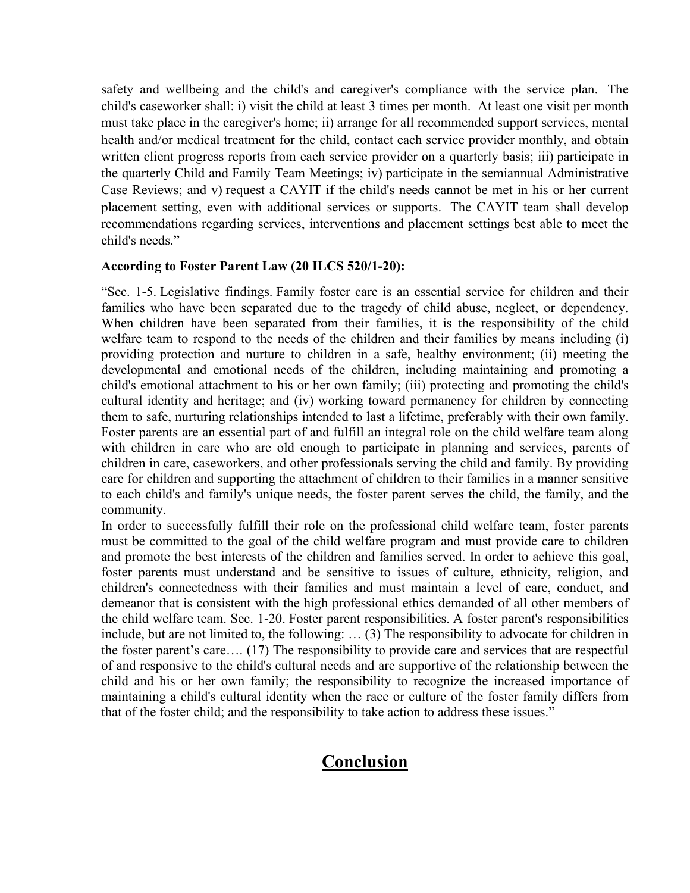safety and wellbeing and the child's and caregiver's compliance with the service plan. The child's caseworker shall: i) visit the child at least 3 times per month. At least one visit per month must take place in the caregiver's home; ii) arrange for all recommended support services, mental health and/or medical treatment for the child, contact each service provider monthly, and obtain written client progress reports from each service provider on a quarterly basis; iii) participate in the quarterly Child and Family Team Meetings; iv) participate in the semiannual Administrative Case Reviews; and v) request a CAYIT if the child's needs cannot be met in his or her current placement setting, even with additional services or supports. The CAYIT team shall develop recommendations regarding services, interventions and placement settings best able to meet the child's needs."

**According to Foster Parent Law (20 ILCS 520/1-20):**

"Sec. 1-5. Legislative findings. Family foster care is an essential service for children and their families who have been separated due to the tragedy of child abuse, neglect, or dependency. When children have been separated from their families, it is the responsibility of the child welfare team to respond to the needs of the children and their families by means including (i) providing protection and nurture to children in a safe, healthy environment; (ii) meeting the developmental and emotional needs of the children, including maintaining and promoting a child's emotional attachment to his or her own family; (iii) protecting and promoting the child's cultural identity and heritage; and (iv) working toward permanency for children by connecting them to safe, nurturing relationships intended to last a lifetime, preferably with their own family. Foster parents are an essential part of and fulfill an integral role on the child welfare team along with children in care who are old enough to participate in planning and services, parents of children in care, caseworkers, and other professionals serving the child and family. By providing care for children and supporting the attachment of children to their families in a manner sensitive to each child's and family's unique needs, the foster parent serves the child, the family, and the community.
In order to successfully fulfill their role on the professional child welfare team, foster parents must be committed to the goal of the child welfare program and must provide care to children and promote the best interests of the children and families served. In order to achieve this goal, foster parents must understand and be sensitive to issues of culture, ethnicity, religion, and children's connectedness with their families and must maintain a level of care, conduct, and demeanor that is consistent with the high professional ethics demanded of all other members of the child welfare team. Sec. 1-20. Foster parent responsibilities. A foster parent's responsibilities include, but are not limited to, the following: … (3) The responsibility to advocate for children in the foster parent's care…. (17) The responsibility to provide care and services that are respectful of and responsive to the child's cultural needs and are supportive of the relationship between the child and his or her own family; the responsibility to recognize the increased importance of maintaining a child's cultural identity when the race or culture of the foster family differs from that of the foster child; and the responsibility to take action to address these issues."

## Conclusion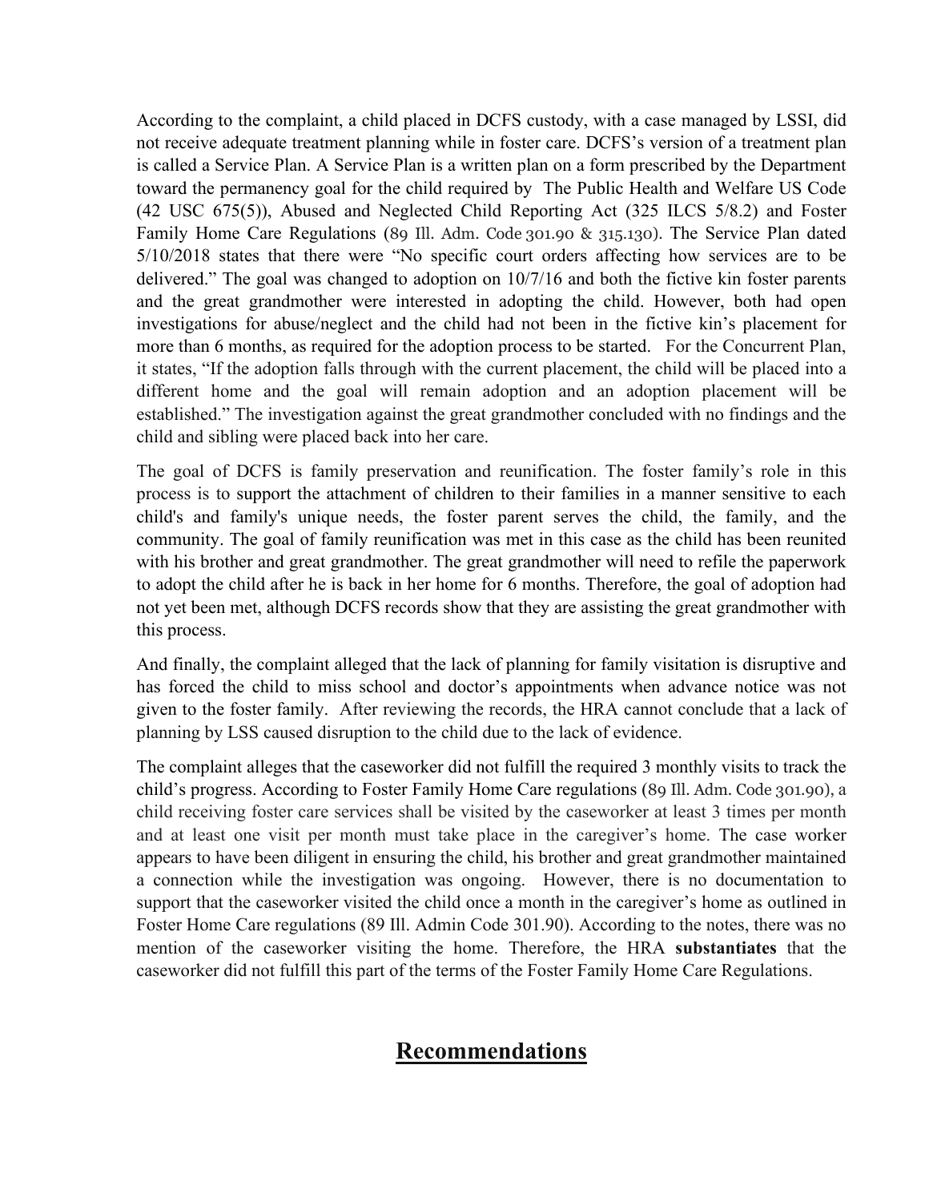According to the complaint, a child placed in DCFS custody, with a case managed by LSSI, did not receive adequate treatment planning while in foster care. DCFS's version of a treatment plan is called a Service Plan. A Service Plan is a written plan on a form prescribed by the Department toward the permanency goal for the child required by The Public Health and Welfare US Code (42 USC 675(5)), Abused and Neglected Child Reporting Act (325 ILCS 5/8.2) and Foster Family Home Care Regulations (89 Ill. Adm. Code 301.90 & 315.130). The Service Plan dated 5/10/2018 states that there were "No specific court orders affecting how services are to be delivered." The goal was changed to adoption on 10/7/16 and both the fictive kin foster parents and the great grandmother were interested in adopting the child. However, both had open investigations for abuse/neglect and the child had not been in the fictive kin's placement for more than 6 months, as required for the adoption process to be started. For the Concurrent Plan, it states, "If the adoption falls through with the current placement, the child will be placed into a different home and the goal will remain adoption and an adoption placement will be established." The investigation against the great grandmother concluded with no findings and the child and sibling were placed back into her care.

The goal of DCFS is family preservation and reunification. The foster family's role in this process is to support the attachment of children to their families in a manner sensitive to each child's and family's unique needs, the foster parent serves the child, the family, and the community. The goal of family reunification was met in this case as the child has been reunited with his brother and great grandmother. The great grandmother will need to refile the paperwork to adopt the child after he is back in her home for 6 months. Therefore, the goal of adoption had not yet been met, although DCFS records show that they are assisting the great grandmother with this process.

And finally, the complaint alleged that the lack of planning for family visitation is disruptive and has forced the child to miss school and doctor's appointments when advance notice was not given to the foster family. After reviewing the records, the HRA cannot conclude that a lack of planning by LSS caused disruption to the child due to the lack of evidence.

The complaint alleges that the caseworker did not fulfill the required 3 monthly visits to track the child's progress. According to Foster Family Home Care regulations (89 Ill. Adm. Code 301.90), a child receiving foster care services shall be visited by the caseworker at least 3 times per month and at least one visit per month must take place in the caregiver's home. The case worker appears to have been diligent in ensuring the child, his brother and great grandmother maintained a connection while the investigation was ongoing. However, there is no documentation to support that the caseworker visited the child once a month in the caregiver's home as outlined in Foster Home Care regulations (89 Ill. Admin Code 301.90). According to the notes, there was no mention of the caseworker visiting the home. Therefore, the HRA **substantiates** that the caseworker did not fulfill this part of the terms of the Foster Family Home Care Regulations.

## Recommendations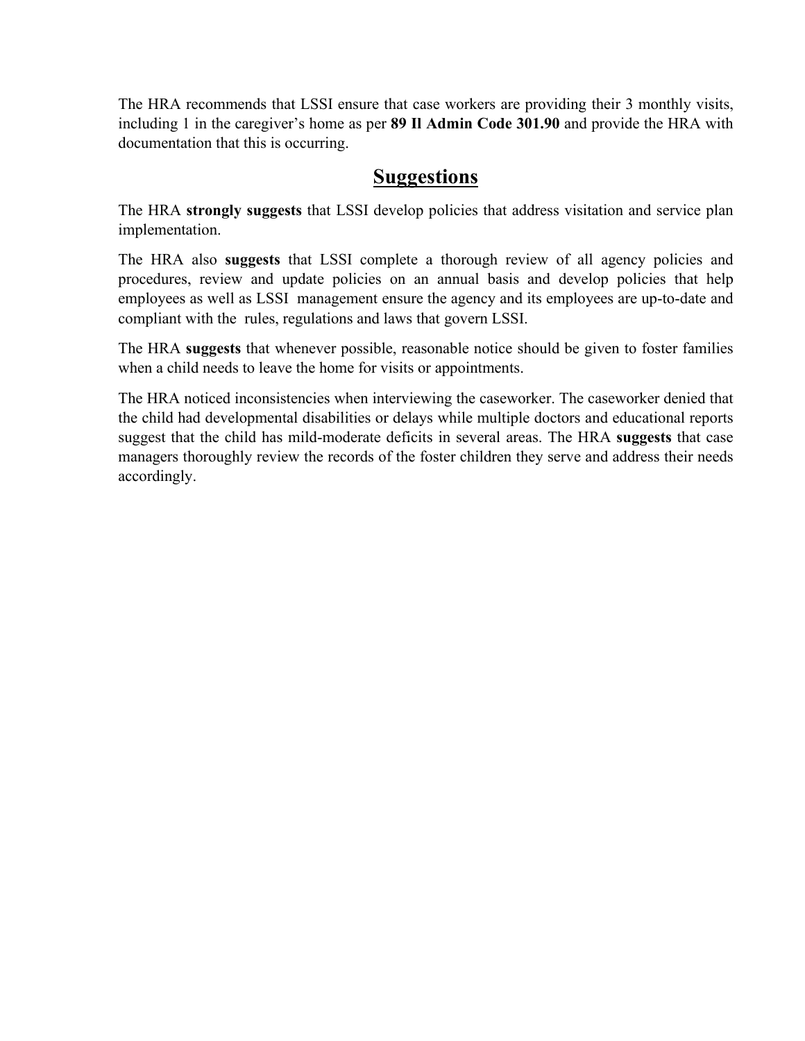The HRA recommends that LSSI ensure that case workers are providing their 3 monthly visits, including 1 in the caregiver's home as per **89 Il Admin Code 301.90** and provide the HRA with documentation that this is occurring.

## Suggestions

The HRA **strongly suggests** that LSSI develop policies that address visitation and service plan implementation.

The HRA also **suggests** that LSSI complete a thorough review of all agency policies and procedures, review and update policies on an annual basis and develop policies that help employees as well as LSSI management ensure the agency and its employees are up-to-date and compliant with the rules, regulations and laws that govern LSSI.

The HRA **suggests** that whenever possible, reasonable notice should be given to foster families when a child needs to leave the home for visits or appointments.

The HRA noticed inconsistencies when interviewing the caseworker. The caseworker denied that the child had developmental disabilities or delays while multiple doctors and educational reports suggest that the child has mild-moderate deficits in several areas. The HRA **suggests** that case managers thoroughly review the records of the foster children they serve and address their needs accordingly.